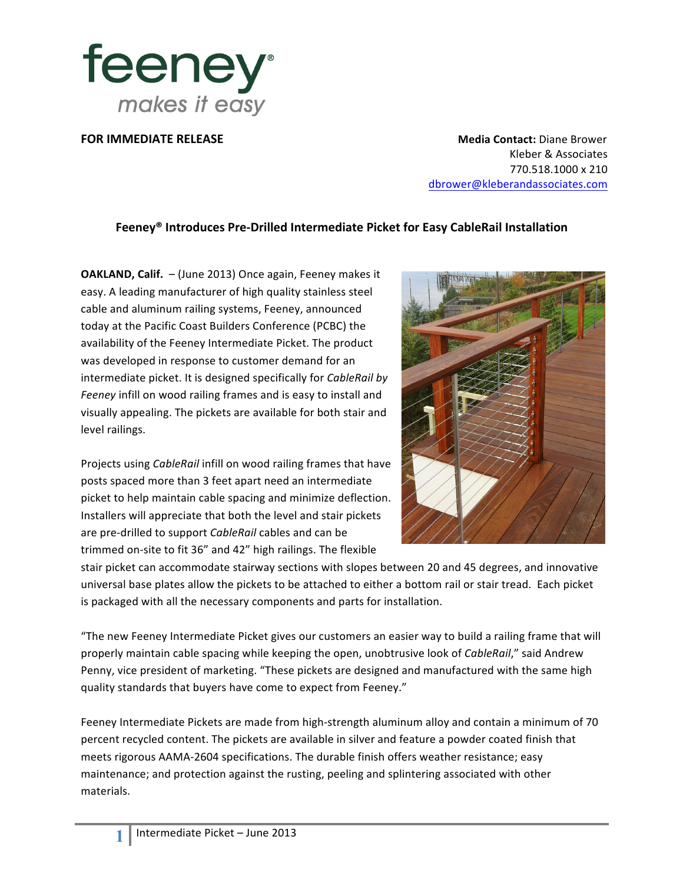**FOR IMMEDIATE RELEASE**

**Media Contact:** Diane Brower
Kleber & Associates
770.518.1000 x 210
dbrower@kleberandassociates.com

## Feeney® Introduces Pre-Drilled Intermediate Picket for Easy CableRail Installation

**OAKLAND, Calif.** – (June 2013) Once again, Feeney makes it easy. A leading manufacturer of high quality stainless steel cable and aluminum railing systems, Feeney, announced today at the Pacific Coast Builders Conference (PCBC) the availability of the Feeney Intermediate Picket. The product was developed in response to customer demand for an intermediate picket. It is designed specifically for *CableRail by Feeney* infill on wood railing frames and is easy to install and visually appealing. The pickets are available for both stair and level railings.

Projects using *CableRail* infill on wood railing frames that have posts spaced more than 3 feet apart need an intermediate picket to help maintain cable spacing and minimize deflection. Installers will appreciate that both the level and stair pickets are pre-drilled to support *CableRail* cables and can be trimmed on-site to fit 36" and 42" high railings. The flexible stair picket can accommodate stairway sections with slopes between 20 and 45 degrees, and innovative universal base plates allow the pickets to be attached to either a bottom rail or stair tread. Each picket is packaged with all the necessary components and parts for installation.

"The new Feeney Intermediate Picket gives our customers an easier way to build a railing frame that will properly maintain cable spacing while keeping the open, unobtrusive look of *CableRail*," said Andrew Penny, vice president of marketing. "These pickets are designed and manufactured with the same high quality standards that buyers have come to expect from Feeney."

Feeney Intermediate Pickets are made from high-strength aluminum alloy and contain a minimum of 70 percent recycled content. The pickets are available in silver and feature a powder coated finish that meets rigorous AAMA-2604 specifications. The durable finish offers weather resistance; easy maintenance; and protection against the rusting, peeling and splintering associated with other materials.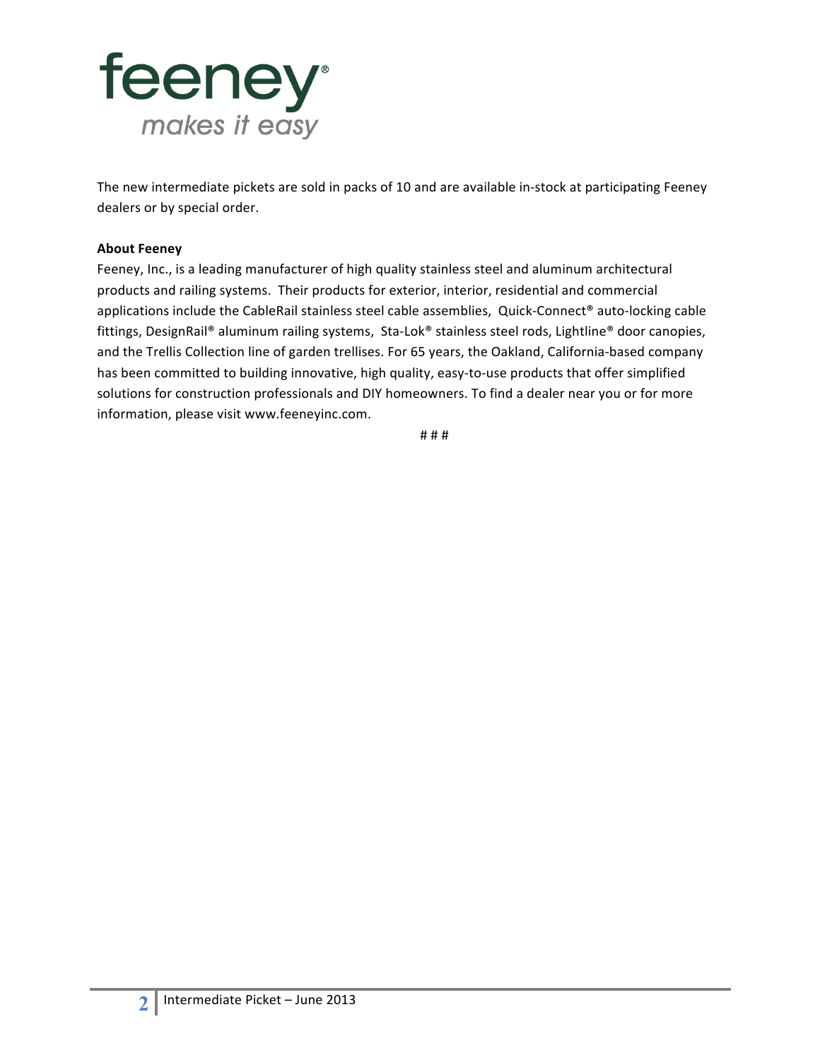feeney®

*makes it easy*

The new intermediate pickets are sold in packs of 10 and are available in-stock at participating Feeney dealers or by special order.

**About Feeney**

Feeney, Inc., is a leading manufacturer of high quality stainless steel and aluminum architectural products and railing systems. Their products for exterior, interior, residential and commercial applications include the CableRail stainless steel cable assemblies, Quick-Connect® auto-locking cable fittings, DesignRail® aluminum railing systems, Sta-Lok® stainless steel rods, Lightline® door canopies, and the Trellis Collection line of garden trellises. For 65 years, the Oakland, California-based company has been committed to building innovative, high quality, easy-to-use products that offer simplified solutions for construction professionals and DIY homeowners. To find a dealer near you or for more information, please visit www.feeneyinc.com.

# # #